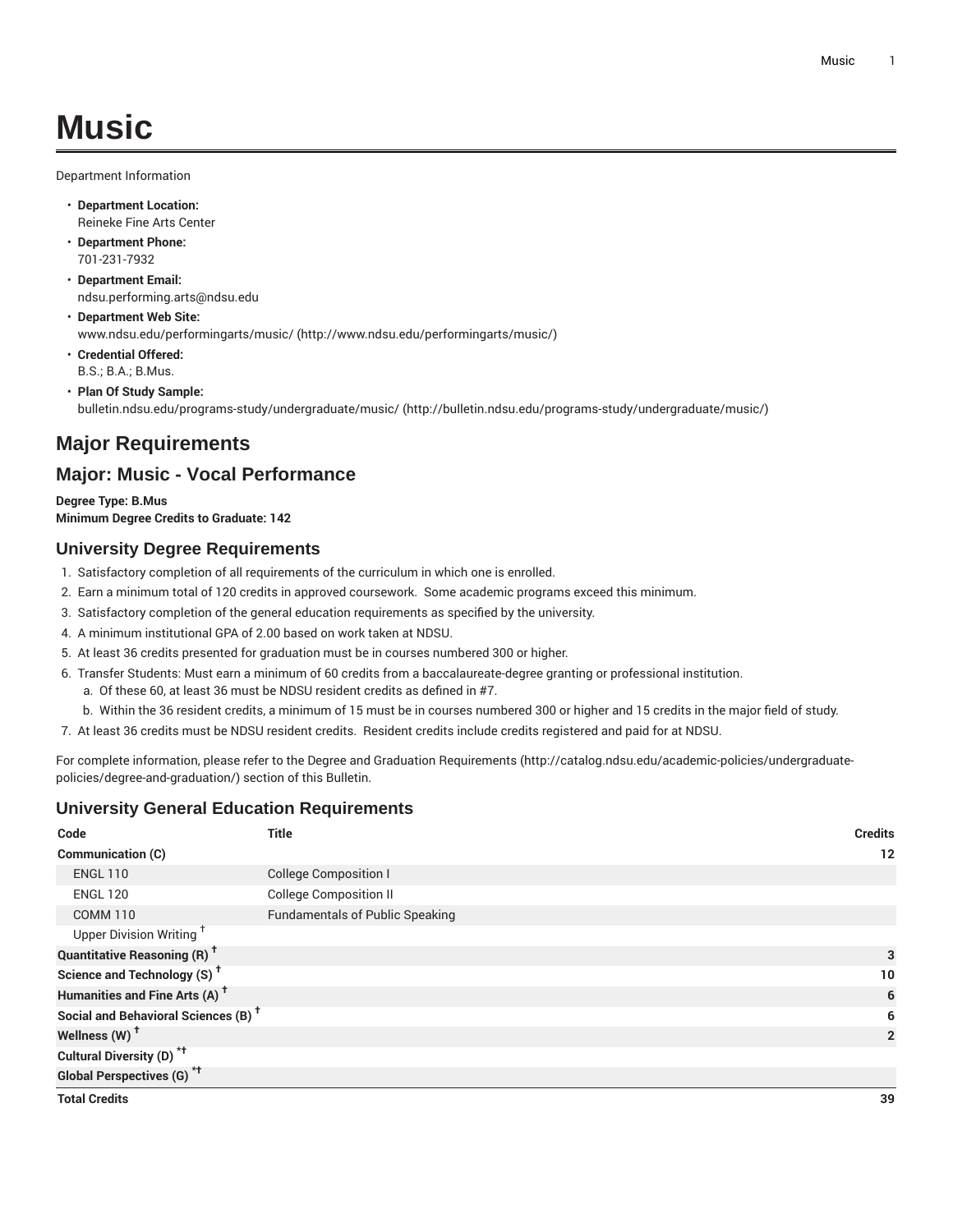# Music

Department Information

- **Department Location:**
  Reineke Fine Arts Center
- **Department Phone:**
  701-231-7932
- **Department Email:**
  ndsu.performing.arts@ndsu.edu
- **Department Web Site:**
  www.ndsu.edu/performingarts/music/ (http://www.ndsu.edu/performingarts/music/)
- **Credential Offered:**
  B.S.; B.A.; B.Mus.
- **Plan Of Study Sample:**
  bulletin.ndsu.edu/programs-study/undergraduate/music/ (http://bulletin.ndsu.edu/programs-study/undergraduate/music/)

## Major Requirements

## Major: Music - Vocal Performance

**Degree Type: B.Mus**
**Minimum Degree Credits to Graduate: 142**

### University Degree Requirements

1. Satisfactory completion of all requirements of the curriculum in which one is enrolled.
2. Earn a minimum total of 120 credits in approved coursework. Some academic programs exceed this minimum.
3. Satisfactory completion of the general education requirements as specified by the university.
4. A minimum institutional GPA of 2.00 based on work taken at NDSU.
5. At least 36 credits presented for graduation must be in courses numbered 300 or higher.
6. Transfer Students: Must earn a minimum of 60 credits from a baccalaureate-degree granting or professional institution.
   a. Of these 60, at least 36 must be NDSU resident credits as defined in #7.
   b. Within the 36 resident credits, a minimum of 15 must be in courses numbered 300 or higher and 15 credits in the major field of study.
7. At least 36 credits must be NDSU resident credits. Resident credits include credits registered and paid for at NDSU.

For complete information, please refer to the Degree and Graduation Requirements (http://catalog.ndsu.edu/academic-policies/undergraduate-policies/degree-and-graduation/) section of this Bulletin.

### University General Education Requirements

| Code | Title | Credits |
|---|---|---|
| **Communication (C)** | | **12** |
| ENGL 110 | College Composition I | |
| ENGL 120 | College Composition II | |
| COMM 110 | Fundamentals of Public Speaking | |
| Upper Division Writing † | | |
| **Quantitative Reasoning (R) †** | | **3** |
| **Science and Technology (S) †** | | **10** |
| **Humanities and Fine Arts (A) †** | | **6** |
| **Social and Behavioral Sciences (B) †** | | **6** |
| **Wellness (W) †** | | **2** |
| **Cultural Diversity (D) *†** | | |
| **Global Perspectives (G) *†** | | |
| **Total Credits** | | **39** |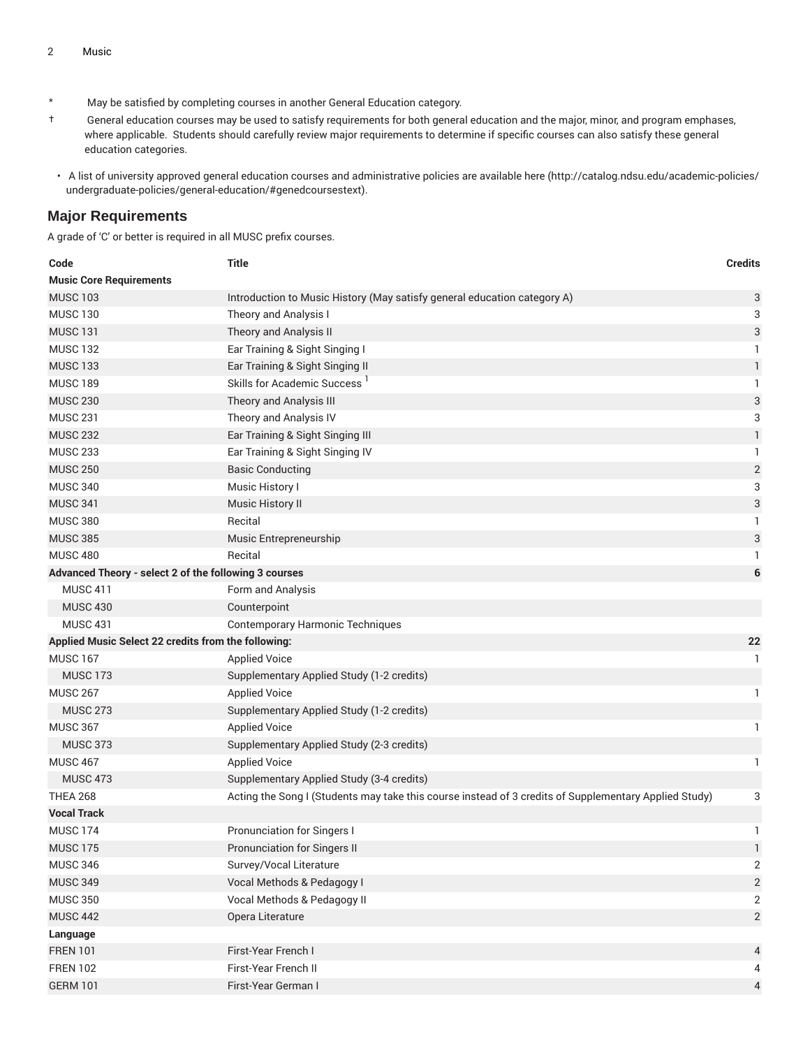* May be satisfied by completing courses in another General Education category.

† General education courses may be used to satisfy requirements for both general education and the major, minor, and program emphases, where applicable. Students should carefully review major requirements to determine if specific courses can also satisfy these general education categories.

- A list of university approved general education courses and administrative policies are available here (http://catalog.ndsu.edu/academic-policies/undergraduate-policies/general-education/#genedcoursestext).

## Major Requirements

A grade of 'C' or better is required in all MUSC prefix courses.

| Code | Title | Credits |
|---|---|---|
| **Music Core Requirements** | | |
| MUSC 103 | Introduction to Music History (May satisfy general education category A) | 3 |
| MUSC 130 | Theory and Analysis I | 3 |
| MUSC 131 | Theory and Analysis II | 3 |
| MUSC 132 | Ear Training & Sight Singing I | 1 |
| MUSC 133 | Ear Training & Sight Singing II | 1 |
| MUSC 189 | Skills for Academic Success [1] | 1 |
| MUSC 230 | Theory and Analysis III | 3 |
| MUSC 231 | Theory and Analysis IV | 3 |
| MUSC 232 | Ear Training & Sight Singing III | 1 |
| MUSC 233 | Ear Training & Sight Singing IV | 1 |
| MUSC 250 | Basic Conducting | 2 |
| MUSC 340 | Music History I | 3 |
| MUSC 341 | Music History II | 3 |
| MUSC 380 | Recital | 1 |
| MUSC 385 | Music Entrepreneurship | 3 |
| MUSC 480 | Recital | 1 |
| **Advanced Theory - select 2 of the following 3 courses** | | **6** |
| MUSC 411 | Form and Analysis | |
| MUSC 430 | Counterpoint | |
| MUSC 431 | Contemporary Harmonic Techniques | |
| **Applied Music Select 22 credits from the following:** | | **22** |
| MUSC 167 | Applied Voice | 1 |
| MUSC 173 | Supplementary Applied Study (1-2 credits) | |
| MUSC 267 | Applied Voice | 1 |
| MUSC 273 | Supplementary Applied Study (1-2 credits) | |
| MUSC 367 | Applied Voice | 1 |
| MUSC 373 | Supplementary Applied Study (2-3 credits) | |
| MUSC 467 | Applied Voice | 1 |
| MUSC 473 | Supplementary Applied Study (3-4 credits) | |
| THEA 268 | Acting the Song I (Students may take this course instead of 3 credits of Supplementary Applied Study) | 3 |
| **Vocal Track** | | |
| MUSC 174 | Pronunciation for Singers I | 1 |
| MUSC 175 | Pronunciation for Singers II | 1 |
| MUSC 346 | Survey/Vocal Literature | 2 |
| MUSC 349 | Vocal Methods & Pedagogy I | 2 |
| MUSC 350 | Vocal Methods & Pedagogy II | 2 |
| MUSC 442 | Opera Literature | 2 |
| **Language** | | |
| FREN 101 | First-Year French I | 4 |
| FREN 102 | First-Year French II | 4 |
| GERM 101 | First-Year German I | 4 |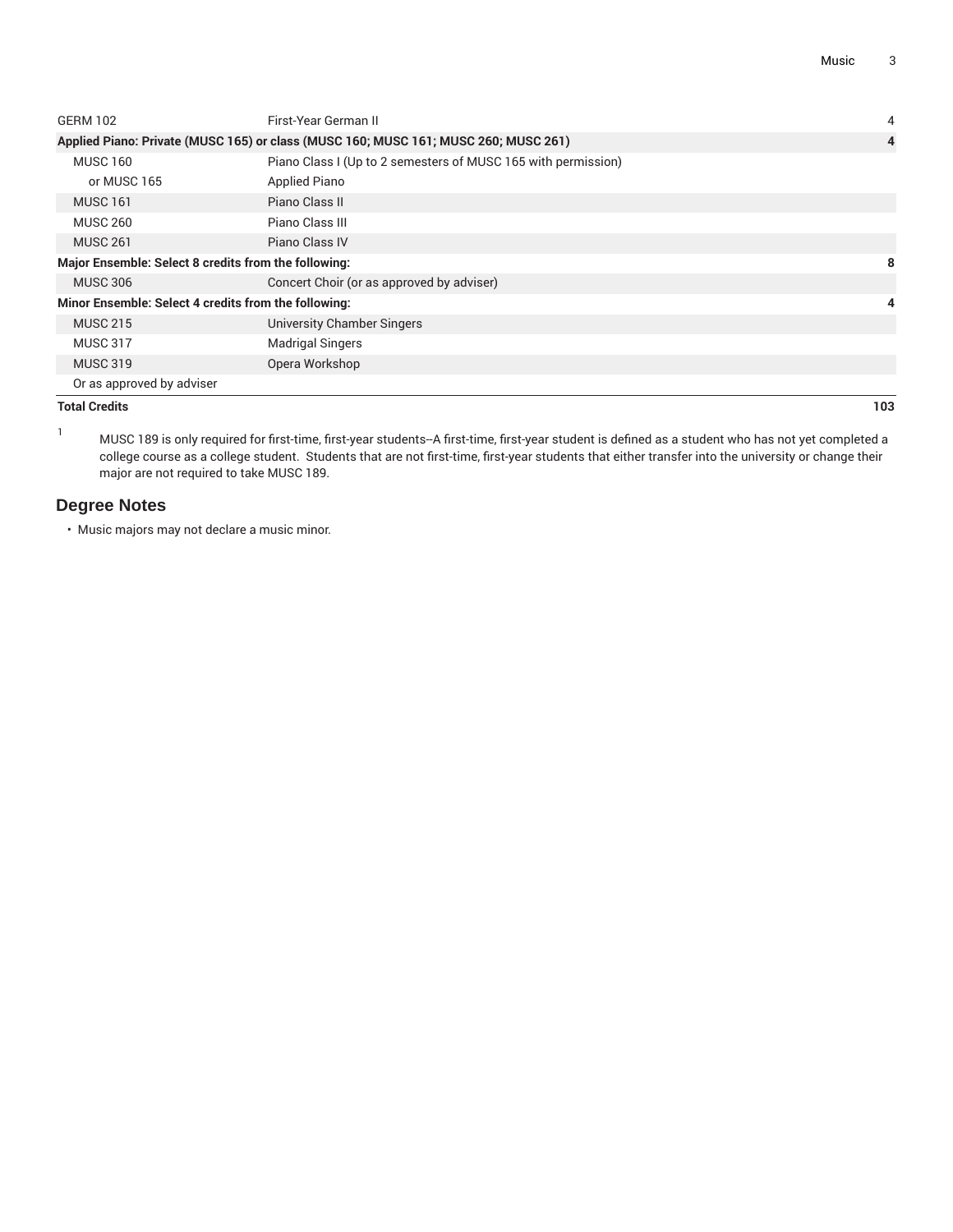| | | |
|---|---|---|
| GERM 102 | First-Year German II | 4 |
| **Applied Piano: Private (MUSC 165) or class (MUSC 160; MUSC 161; MUSC 260; MUSC 261)** | | **4** |
| MUSC 160 | Piano Class I (Up to 2 semesters of MUSC 165 with permission) | |
| or MUSC 165 | Applied Piano | |
| MUSC 161 | Piano Class II | |
| MUSC 260 | Piano Class III | |
| MUSC 261 | Piano Class IV | |
| **Major Ensemble: Select 8 credits from the following:** | | **8** |
| MUSC 306 | Concert Choir (or as approved by adviser) | |
| **Minor Ensemble: Select 4 credits from the following:** | | **4** |
| MUSC 215 | University Chamber Singers | |
| MUSC 317 | Madrigal Singers | |
| MUSC 319 | Opera Workshop | |
| Or as approved by adviser | | |
| **Total Credits** | | **103** |

[1] MUSC 189 is only required for first-time, first-year students--A first-time, first-year student is defined as a student who has not yet completed a college course as a college student. Students that are not first-time, first-year students that either transfer into the university or change their major are not required to take MUSC 189.

## Degree Notes

- Music majors may not declare a music minor.